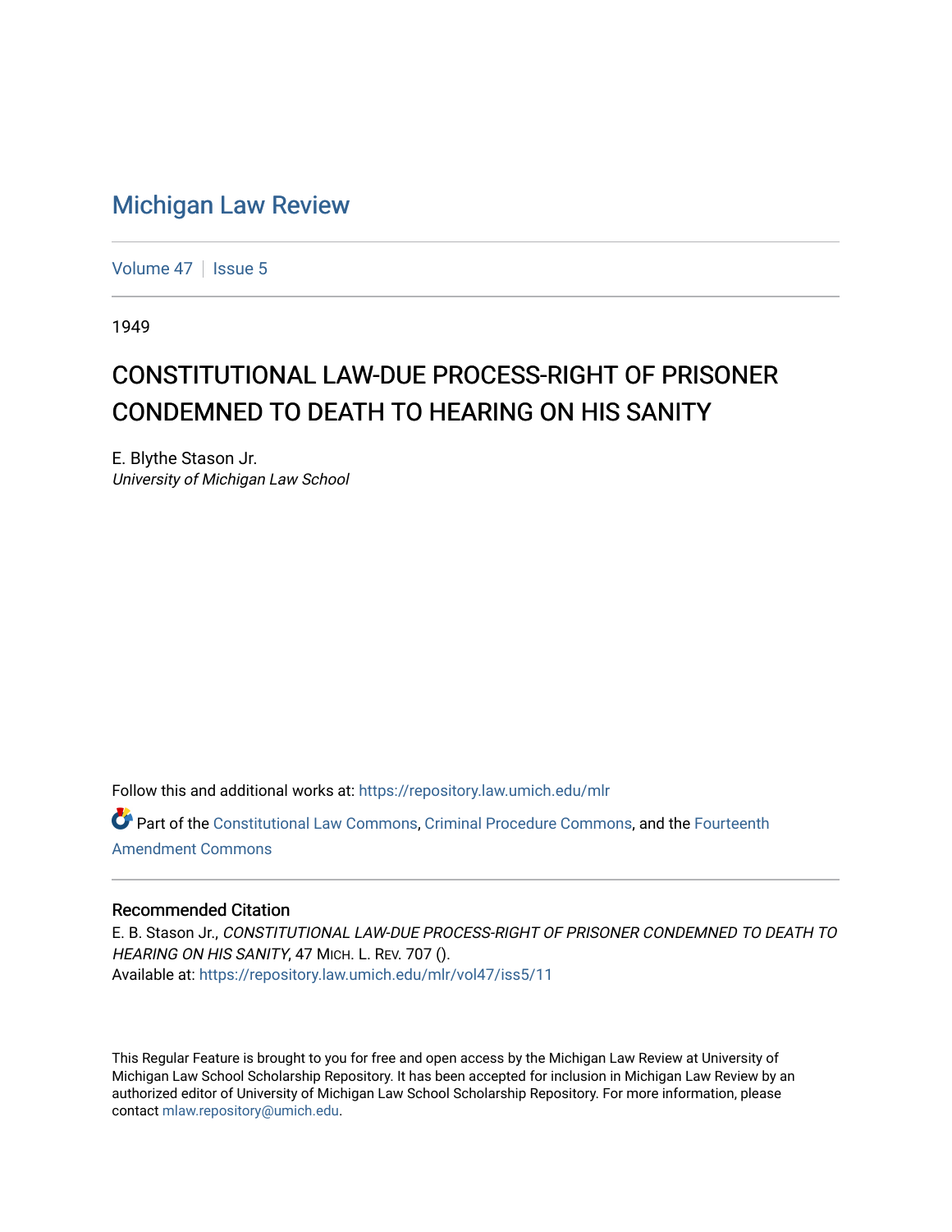# Michigan Law Review

Volume 47 | Issue 5

1949

## CONSTITUTIONAL LAW-DUE PROCESS-RIGHT OF PRISONER CONDEMNED TO DEATH TO HEARING ON HIS SANITY

E. Blythe Stason Jr.
*University of Michigan Law School*

Follow this and additional works at: https://repository.law.umich.edu/mlr

Part of the Constitutional Law Commons, Criminal Procedure Commons, and the Fourteenth Amendment Commons

### Recommended Citation

E. B. Stason Jr., *CONSTITUTIONAL LAW-DUE PROCESS-RIGHT OF PRISONER CONDEMNED TO DEATH TO HEARING ON HIS SANITY*, 47 MICH. L. REV. 707 ().
Available at: https://repository.law.umich.edu/mlr/vol47/iss5/11

This Regular Feature is brought to you for free and open access by the Michigan Law Review at University of Michigan Law School Scholarship Repository. It has been accepted for inclusion in Michigan Law Review by an authorized editor of University of Michigan Law School Scholarship Repository. For more information, please contact mlaw.repository@umich.edu.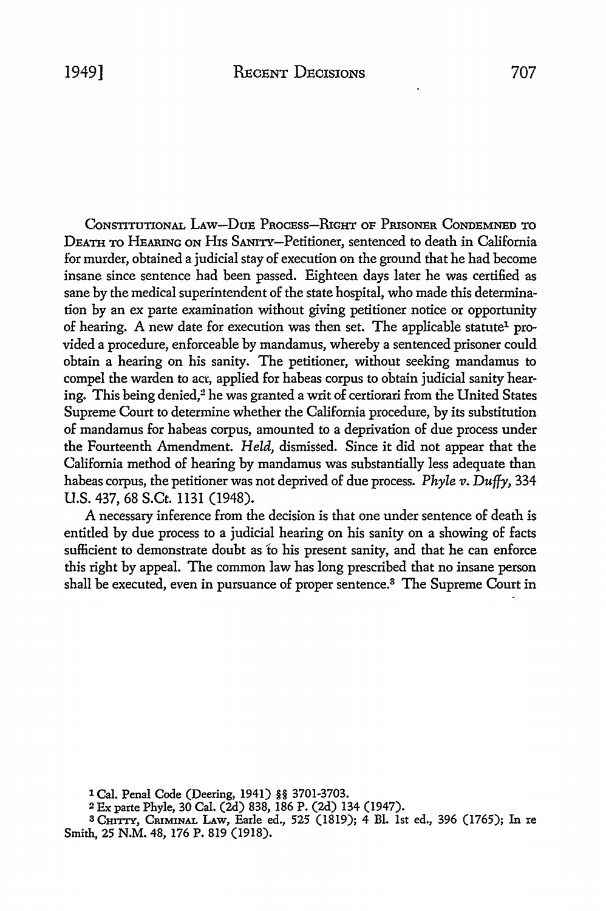CONSTITUTIONAL LAW—DUE PROCESS—RIGHT OF PRISONER CONDEMNED TO DEATH TO HEARING ON HIS SANITY—Petitioner, sentenced to death in California for murder, obtained a judicial stay of execution on the ground that he had become insane since sentence had been passed. Eighteen days later he was certified as sane by the medical superintendent of the state hospital, who made this determination by an ex parte examination without giving petitioner notice or opportunity of hearing. A new date for execution was then set. The applicable statute[1] provided a procedure, enforceable by mandamus, whereby a sentenced prisoner could obtain a hearing on his sanity. The petitioner, without seeking mandamus to compel the warden to act, applied for habeas corpus to obtain judicial sanity hearing. This being denied,[2] he was granted a writ of certiorari from the United States Supreme Court to determine whether the California procedure, by its substitution of mandamus for habeas corpus, amounted to a deprivation of due process under the Fourteenth Amendment. *Held,* dismissed. Since it did not appear that the California method of hearing by mandamus was substantially less adequate than habeas corpus, the petitioner was not deprived of due process. *Phyle v. Duffy,* 334 U.S. 437, 68 S.Ct. 1131 (1948).

A necessary inference from the decision is that one under sentence of death is entitled by due process to a judicial hearing on his sanity on a showing of facts sufficient to demonstrate doubt as to his present sanity, and that he can enforce this right by appeal. The common law has long prescribed that no insane person shall be executed, even in pursuance of proper sentence.[3] The Supreme Court in

---

[1] Cal. Penal Code (Deering, 1941) §§ 3701-3703.

[2] Ex parte Phyle, 30 Cal. (2d) 838, 186 P. (2d) 134 (1947).

[3] CHITTY, CRIMINAL LAW, Earle ed., 525 (1819); 4 Bl. 1st ed., 396 (1765); In re Smith, 25 N.M. 48, 176 P. 819 (1918).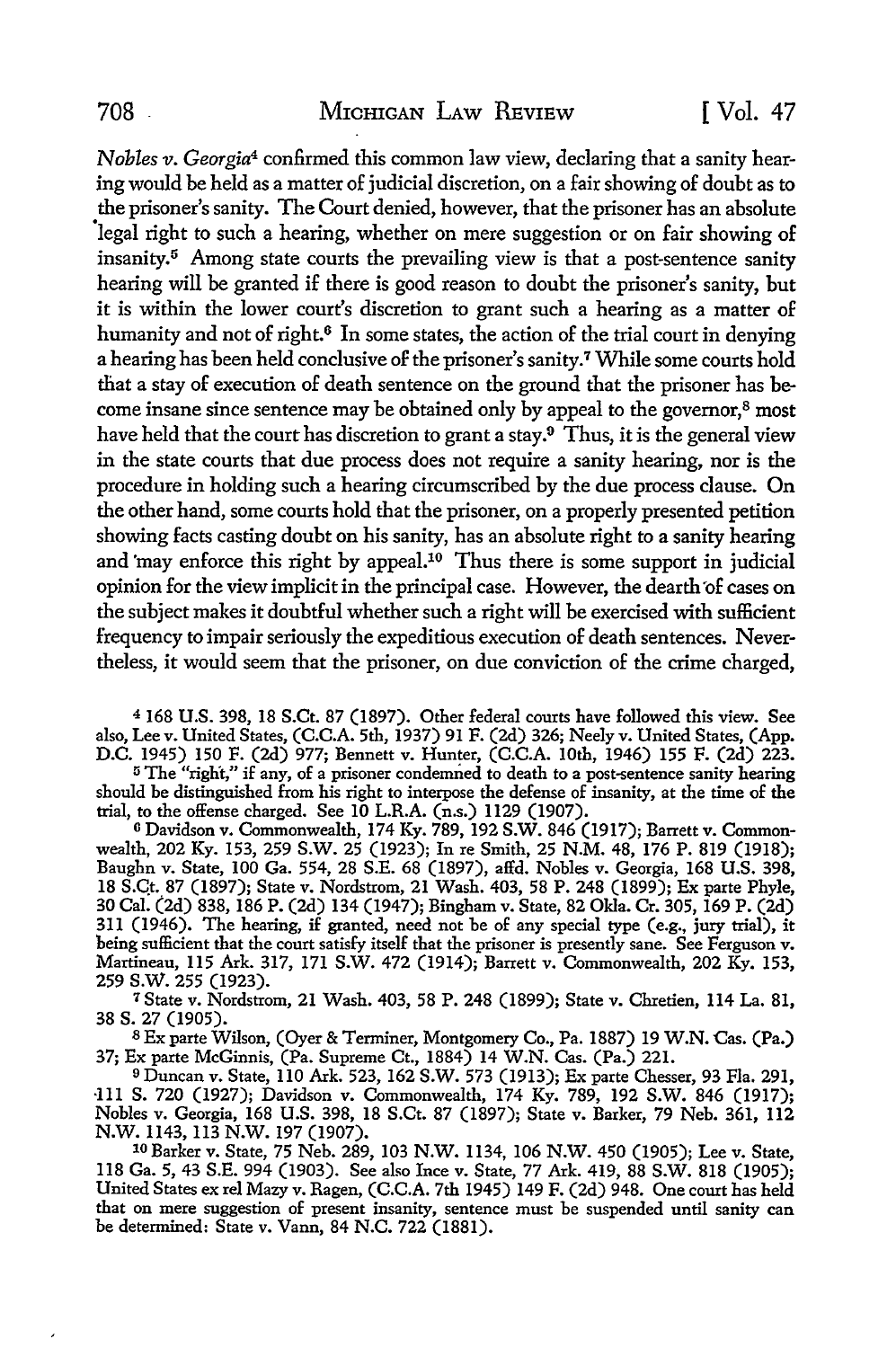*Nobles v. Georgia*[4] confirmed this common law view, declaring that a sanity hearing would be held as a matter of judicial discretion, on a fair showing of doubt as to the prisoner's sanity. The Court denied, however, that the prisoner has an absolute legal right to such a hearing, whether on mere suggestion or on fair showing of insanity.[5] Among state courts the prevailing view is that a post-sentence sanity hearing will be granted if there is good reason to doubt the prisoner's sanity, but it is within the lower court's discretion to grant such a hearing as a matter of humanity and not of right.[6] In some states, the action of the trial court in denying a hearing has been held conclusive of the prisoner's sanity.[7] While some courts hold that a stay of execution of death sentence on the ground that the prisoner has become insane since sentence may be obtained only by appeal to the governor,[8] most have held that the court has discretion to grant a stay.[9] Thus, it is the general view in the state courts that due process does not require a sanity hearing, nor is the procedure in holding such a hearing circumscribed by the due process clause. On the other hand, some courts hold that the prisoner, on a properly presented petition showing facts casting doubt on his sanity, has an absolute right to a sanity hearing and may enforce this right by appeal.[10] Thus there is some support in judicial opinion for the view implicit in the principal case. However, the dearth of cases on the subject makes it doubtful whether such a right will be exercised with sufficient frequency to impair seriously the expeditious execution of death sentences. Nevertheless, it would seem that the prisoner, on due conviction of the crime charged,

4 168 U.S. 398, 18 S.Ct. 87 (1897). Other federal courts have followed this view. See also, Lee v. United States, (C.C.A. 5th, 1937) 91 F. (2d) 326; Neely v. United States, (App. D.C. 1945) 150 F. (2d) 977; Bennett v. Hunter, (C.C.A. 10th, 1946) 155 F. (2d) 223.

5 The "right," if any, of a prisoner condemned to death to a post-sentence sanity hearing should be distinguished from his right to interpose the defense of insanity, at the time of the trial, to the offense charged. See 10 L.R.A. (n.s.) 1129 (1907).

6 Davidson v. Commonwealth, 174 Ky. 789, 192 S.W. 846 (1917); Barrett v. Commonwealth, 202 Ky. 153, 259 S.W. 25 (1923); In re Smith, 25 N.M. 48, 176 P. 819 (1918); Baughn v. State, 100 Ga. 554, 28 S.E. 68 (1897), affd. Nobles v. Georgia, 168 U.S. 398, 18 S.Ct. 87 (1897); State v. Nordstrom, 21 Wash. 403, 58 P. 248 (1899); Ex parte Phyle, 30 Cal. (2d) 838, 186 P. (2d) 134 (1947); Bingham v. State, 82 Okla. Cr. 305, 169 P. (2d) 311 (1946). The hearing, if granted, need not be of any special type (e.g., jury trial), it being sufficient that the court satisfy itself that the prisoner is presently sane. See Ferguson v. Martineau, 115 Ark. 317, 171 S.W. 472 (1914); Barrett v. Commonwealth, 202 Ky. 153, 259 S.W. 255 (1923).

7 State v. Nordstrom, 21 Wash. 403, 58 P. 248 (1899); State v. Chretien, 114 La. 81, 38 S. 27 (1905).

8 Ex parte Wilson, (Oyer & Terminer, Montgomery Co., Pa. 1887) 19 W.N. Cas. (Pa.) 37; Ex parte McGinnis, (Pa. Supreme Ct., 1884) 14 W.N. Cas. (Pa.) 221.

9 Duncan v. State, 110 Ark. 523, 162 S.W. 573 (1913); Ex parte Chesser, 93 Fla. 291, 111 S. 720 (1927); Davidson v. Commonwealth, 174 Ky. 789, 192 S.W. 846 (1917); Nobles v. Georgia, 168 U.S. 398, 18 S.Ct. 87 (1897); State v. Barker, 79 Neb. 361, 112 N.W. 1143, 113 N.W. 197 (1907).

10 Barker v. State, 75 Neb. 289, 103 N.W. 1134, 106 N.W. 450 (1905); Lee v. State, 118 Ga. 5, 43 S.E. 994 (1903). See also Ince v. State, 77 Ark. 419, 88 S.W. 818 (1905); United States ex rel Mazy v. Ragen, (C.C.A. 7th 1945) 149 F. (2d) 948. One court has held that on mere suggestion of present insanity, sentence must be suspended until sanity can be determined: State v. Vann, 84 N.C. 722 (1881).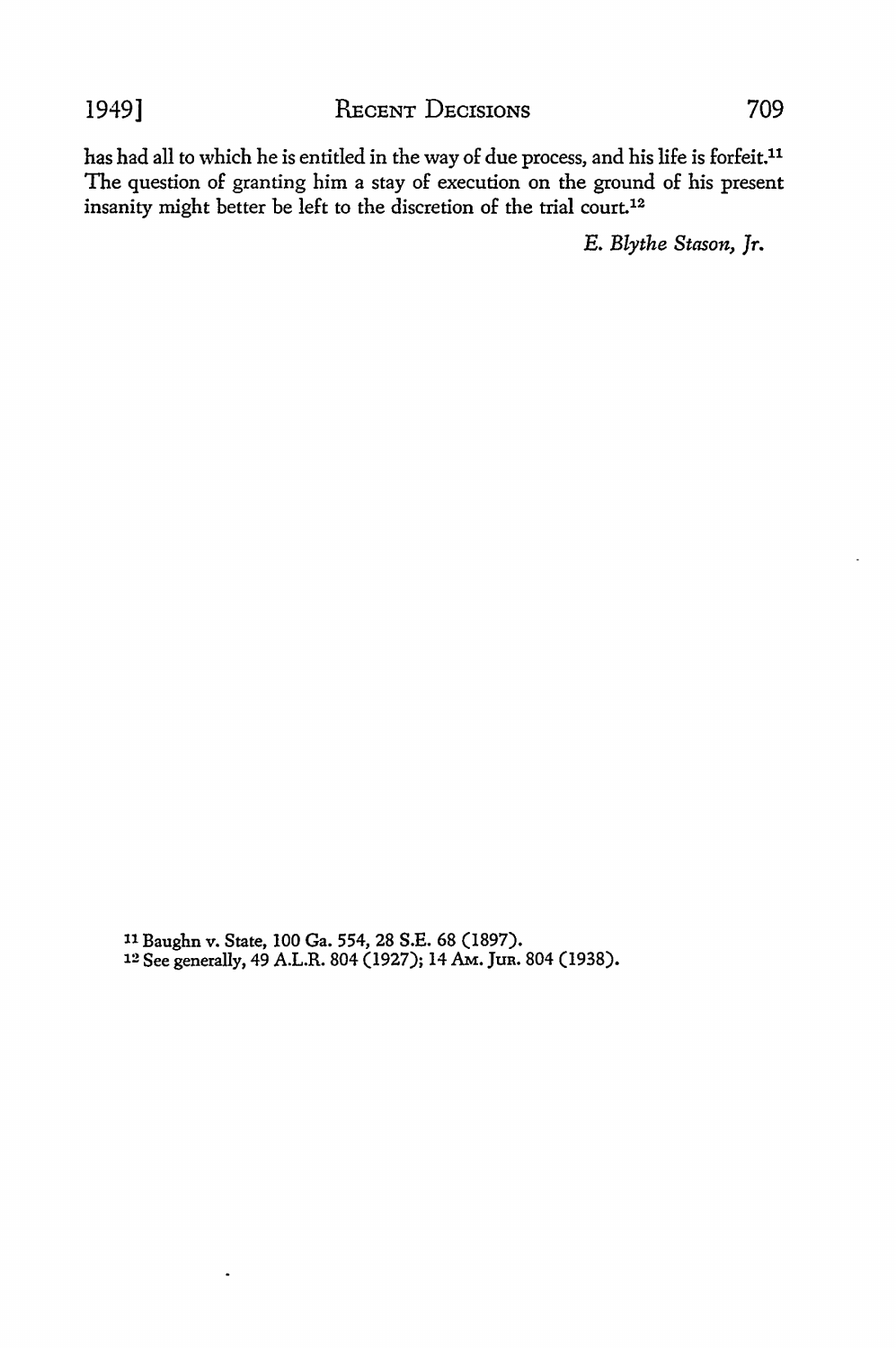has had all to which he is entitled in the way of due process, and his life is forfeit.[11] The question of granting him a stay of execution on the ground of his present insanity might better be left to the discretion of the trial court.[12]

*E. Blythe Stason, Jr.*

[11] Baughn v. State, 100 Ga. 554, 28 S.E. 68 (1897).

[12] See generally, 49 A.L.R. 804 (1927); 14 AM. JUR. 804 (1938).